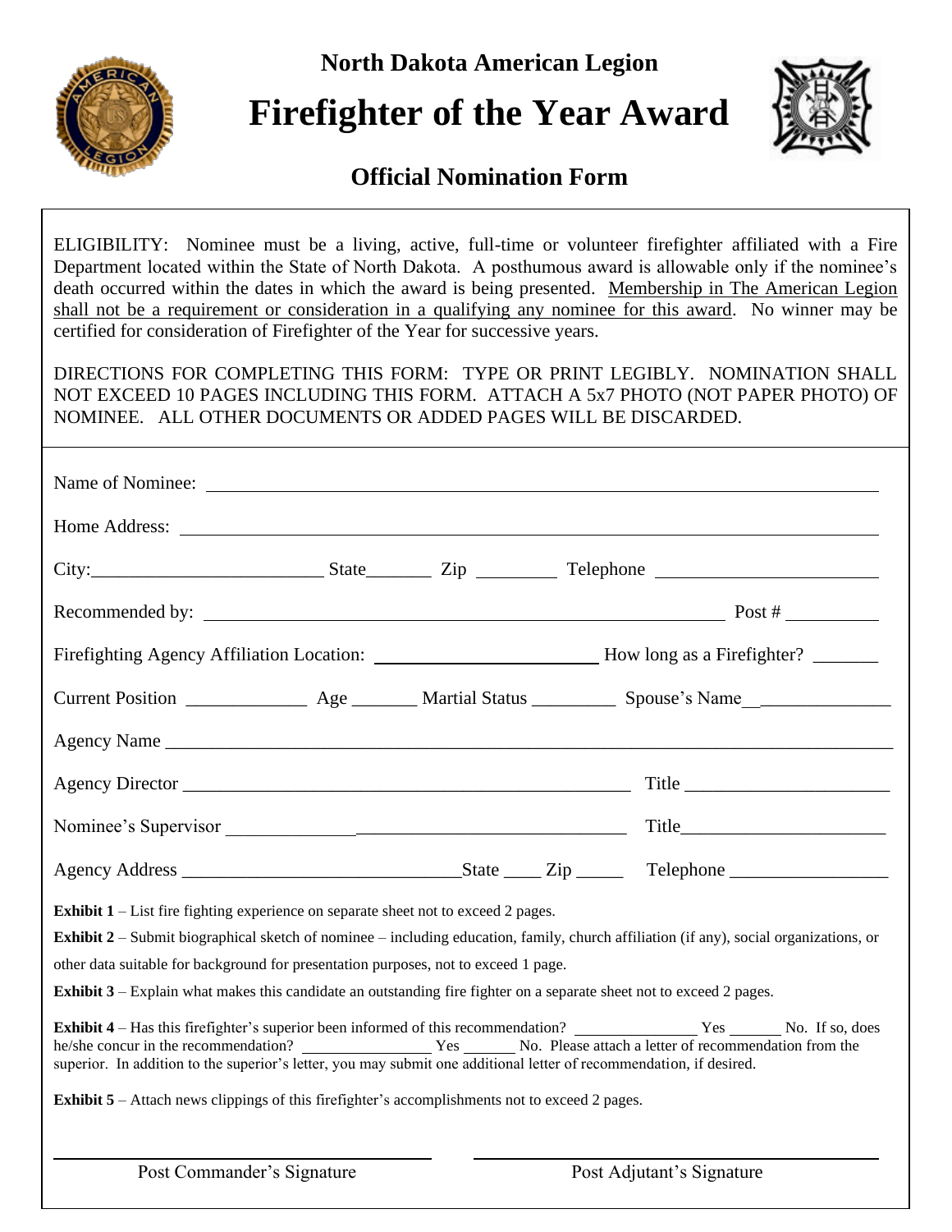**North Dakota American Legion**

# Firefighter of the Year Award

## Official Nomination Form

ELIGIBILITY: Nominee must be a living, active, full-time or volunteer firefighter affiliated with a Fire Department located within the State of North Dakota. A posthumous award is allowable only if the nominee's death occurred within the dates in which the award is being presented. Membership in The American Legion shall not be a requirement or consideration in a qualifying any nominee for this award. No winner may be certified for consideration of Firefighter of the Year for successive years.

DIRECTIONS FOR COMPLETING THIS FORM: TYPE OR PRINT LEGIBLY. NOMINATION SHALL NOT EXCEED 10 PAGES INCLUDING THIS FORM. ATTACH A 5x7 PHOTO (NOT PAPER PHOTO) OF NOMINEE. ALL OTHER DOCUMENTS OR ADDED PAGES WILL BE DISCARDED.

Name of Nominee: ______________________________________________

Home Address: ______________________________________________

City:________________________ State_______ Zip ________ Telephone ______________________

Recommended by: ______________________________________________ Post # __________

Firefighting Agency Affiliation Location: ______________________ How long as a Firefighter? _______

Current Position _____________ Age _______ Martial Status _________ Spouse's Name_______________

Agency Name ______________________________________________

Agency Director ______________________________________________ Title _____________________

Nominee's Supervisor ______________________________________________ Title_____________________

Agency Address ______________________________State ____ Zip _____ Telephone _________________

**Exhibit 1** – List fire fighting experience on separate sheet not to exceed 2 pages.

**Exhibit 2** – Submit biographical sketch of nominee – including education, family, church affiliation (if any), social organizations, or other data suitable for background for presentation purposes, not to exceed 1 page.

**Exhibit 3** – Explain what makes this candidate an outstanding fire fighter on a separate sheet not to exceed 2 pages.

**Exhibit 4** – Has this firefighter's superior been informed of this recommendation? _______________ Yes _______ No. If so, does he/she concur in the recommendation? _______________ Yes _______ No. Please attach a letter of recommendation from the superior. In addition to the superior's letter, you may submit one additional letter of recommendation, if desired.

**Exhibit 5** – Attach news clippings of this firefighter's accomplishments not to exceed 2 pages.

______________________________ Post Commander's Signature

______________________________ Post Adjutant's Signature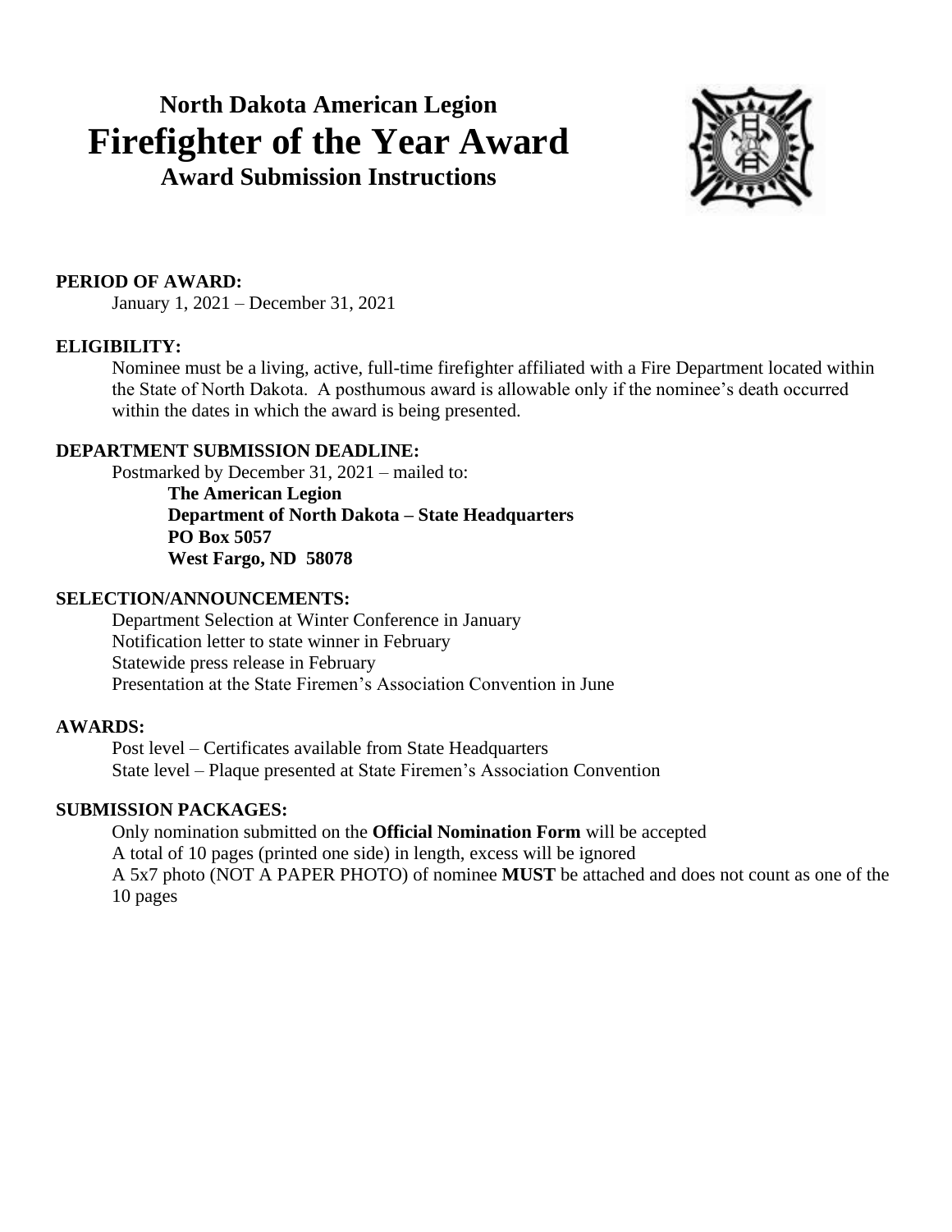# North Dakota American Legion
# Firefighter of the Year Award
## Award Submission Instructions

**PERIOD OF AWARD:**

January 1, 2021 – December 31, 2021

**ELIGIBILITY:**

Nominee must be a living, active, full-time firefighter affiliated with a Fire Department located within the State of North Dakota. A posthumous award is allowable only if the nominee's death occurred within the dates in which the award is being presented.

**DEPARTMENT SUBMISSION DEADLINE:**

Postmarked by December 31, 2021 – mailed to:

**The American Legion**
**Department of North Dakota – State Headquarters**
**PO Box 5057**
**West Fargo, ND 58078**

**SELECTION/ANNOUNCEMENTS:**

Department Selection at Winter Conference in January
Notification letter to state winner in February
Statewide press release in February
Presentation at the State Firemen's Association Convention in June

**AWARDS:**

Post level – Certificates available from State Headquarters
State level – Plaque presented at State Firemen's Association Convention

**SUBMISSION PACKAGES:**

Only nomination submitted on the **Official Nomination Form** will be accepted
A total of 10 pages (printed one side) in length, excess will be ignored
A 5x7 photo (NOT A PAPER PHOTO) of nominee **MUST** be attached and does not count as one of the 10 pages